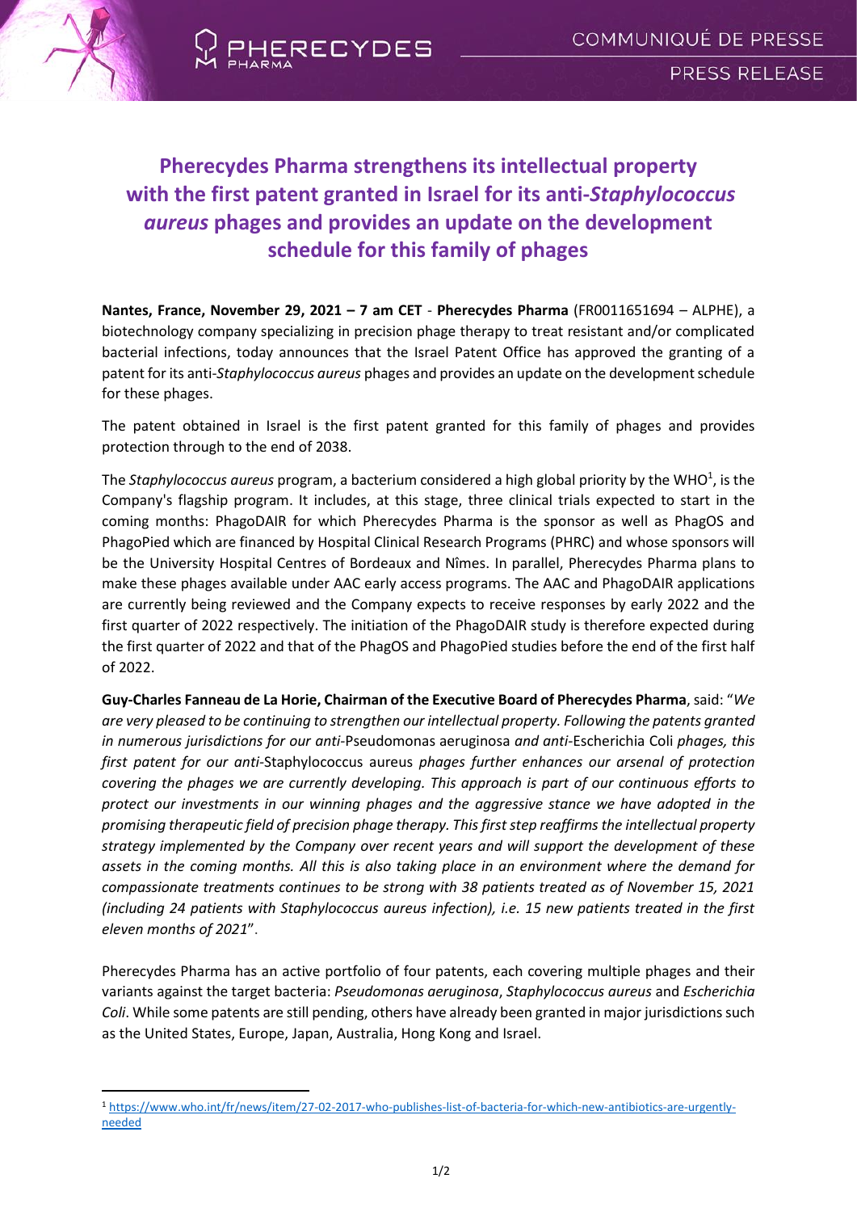# Pherecydes Pharma strengthens its intellectual property with the first patent granted in Israel for its anti-*Staphylococcus aureus* phages and provides an update on the development schedule for this family of phages

**Nantes, France, November 29, 2021 – 7 am CET** - **Pherecydes Pharma** (FR0011651694 – ALPHE), a biotechnology company specializing in precision phage therapy to treat resistant and/or complicated bacterial infections, today announces that the Israel Patent Office has approved the granting of a patent for its anti-*Staphylococcus aureus* phages and provides an update on the development schedule for these phages.

The patent obtained in Israel is the first patent granted for this family of phages and provides protection through to the end of 2038.

The *Staphylococcus aureus* program, a bacterium considered a high global priority by the WHO[1], is the Company's flagship program. It includes, at this stage, three clinical trials expected to start in the coming months: PhagoDAIR for which Pherecydes Pharma is the sponsor as well as PhagOS and PhagoPied which are financed by Hospital Clinical Research Programs (PHRC) and whose sponsors will be the University Hospital Centres of Bordeaux and Nîmes. In parallel, Pherecydes Pharma plans to make these phages available under AAC early access programs. The AAC and PhagoDAIR applications are currently being reviewed and the Company expects to receive responses by early 2022 and the first quarter of 2022 respectively. The initiation of the PhagoDAIR study is therefore expected during the first quarter of 2022 and that of the PhagOS and PhagoPied studies before the end of the first half of 2022.

**Guy-Charles Fanneau de La Horie, Chairman of the Executive Board of Pherecydes Pharma**, said: "*We are very pleased to be continuing to strengthen our intellectual property. Following the patents granted in numerous jurisdictions for our anti-*Pseudomonas aeruginosa *and anti-*Escherichia Coli *phages, this first patent for our anti-*Staphylococcus aureus *phages further enhances our arsenal of protection covering the phages we are currently developing. This approach is part of our continuous efforts to protect our investments in our winning phages and the aggressive stance we have adopted in the promising therapeutic field of precision phage therapy. This first step reaffirms the intellectual property strategy implemented by the Company over recent years and will support the development of these assets in the coming months. All this is also taking place in an environment where the demand for compassionate treatments continues to be strong with 38 patients treated as of November 15, 2021 (including 24 patients with Staphylococcus aureus infection), i.e. 15 new patients treated in the first eleven months of 2021*".

Pherecydes Pharma has an active portfolio of four patents, each covering multiple phages and their variants against the target bacteria: *Pseudomonas aeruginosa*, *Staphylococcus aureus* and *Escherichia Coli*. While some patents are still pending, others have already been granted in major jurisdictions such as the United States, Europe, Japan, Australia, Hong Kong and Israel.

[1] https://www.who.int/fr/news/item/27-02-2017-who-publishes-list-of-bacteria-for-which-new-antibiotics-are-urgently-needed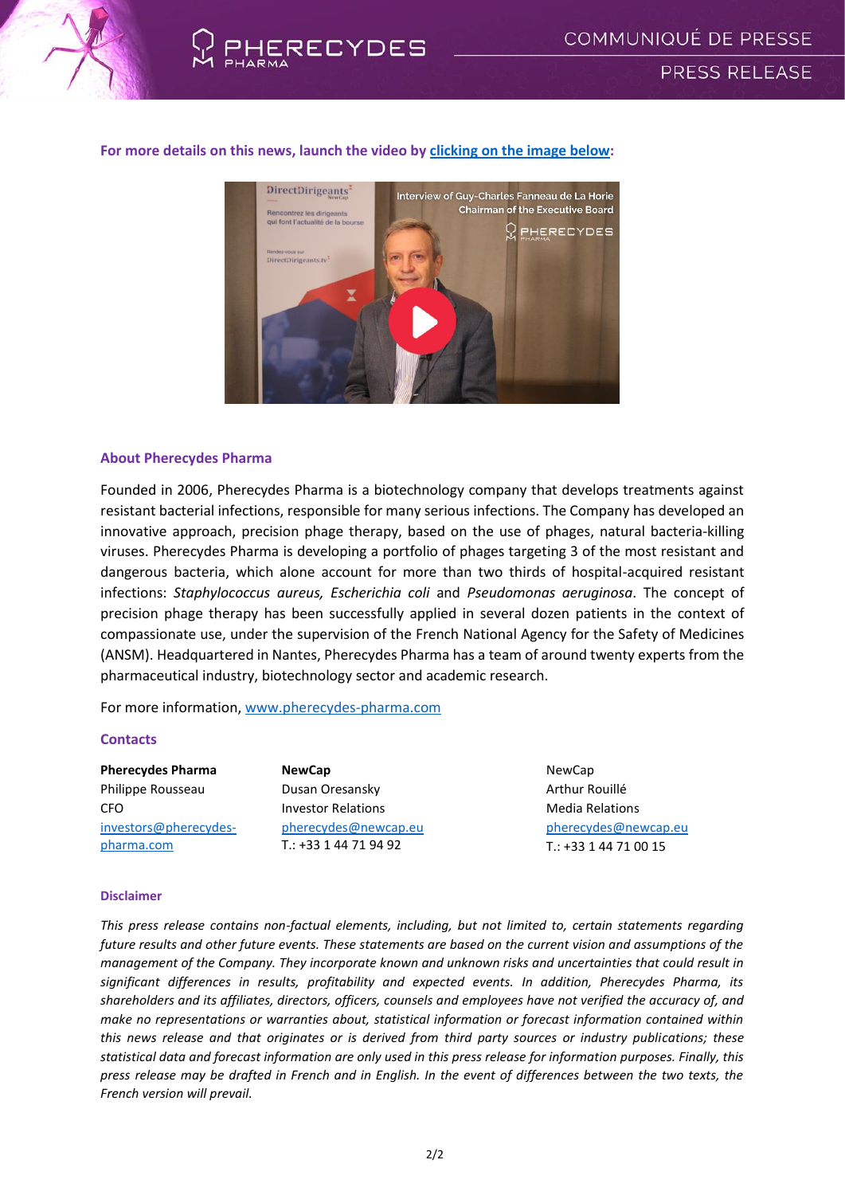For more details on this news, launch the video by [clicking on the image below](#):

## About Pherecydes Pharma

Founded in 2006, Pherecydes Pharma is a biotechnology company that develops treatments against resistant bacterial infections, responsible for many serious infections. The Company has developed an innovative approach, precision phage therapy, based on the use of phages, natural bacteria-killing viruses. Pherecydes Pharma is developing a portfolio of phages targeting 3 of the most resistant and dangerous bacteria, which alone account for more than two thirds of hospital-acquired resistant infections: *Staphylococcus aureus, Escherichia coli* and *Pseudomonas aeruginosa*. The concept of precision phage therapy has been successfully applied in several dozen patients in the context of compassionate use, under the supervision of the French National Agency for the Safety of Medicines (ANSM). Headquartered in Nantes, Pherecydes Pharma has a team of around twenty experts from the pharmaceutical industry, biotechnology sector and academic research.

For more information, [www.pherecydes-pharma.com](http://www.pherecydes-pharma.com)

## Contacts

**Pherecydes Pharma**
Philippe Rousseau
CFO
investors@pherecydes-pharma.com

**NewCap**
Dusan Oresansky
Investor Relations
pherecydes@newcap.eu
T.: +33 1 44 71 94 92

NewCap
Arthur Rouillé
Media Relations
pherecydes@newcap.eu
T.: +33 1 44 71 00 15

### Disclaimer

*This press release contains non-factual elements, including, but not limited to, certain statements regarding future results and other future events. These statements are based on the current vision and assumptions of the management of the Company. They incorporate known and unknown risks and uncertainties that could result in significant differences in results, profitability and expected events. In addition, Pherecydes Pharma, its shareholders and its affiliates, directors, officers, counsels and employees have not verified the accuracy of, and make no representations or warranties about, statistical information or forecast information contained within this news release and that originates or is derived from third party sources or industry publications; these statistical data and forecast information are only used in this press release for information purposes. Finally, this press release may be drafted in French and in English. In the event of differences between the two texts, the French version will prevail.*